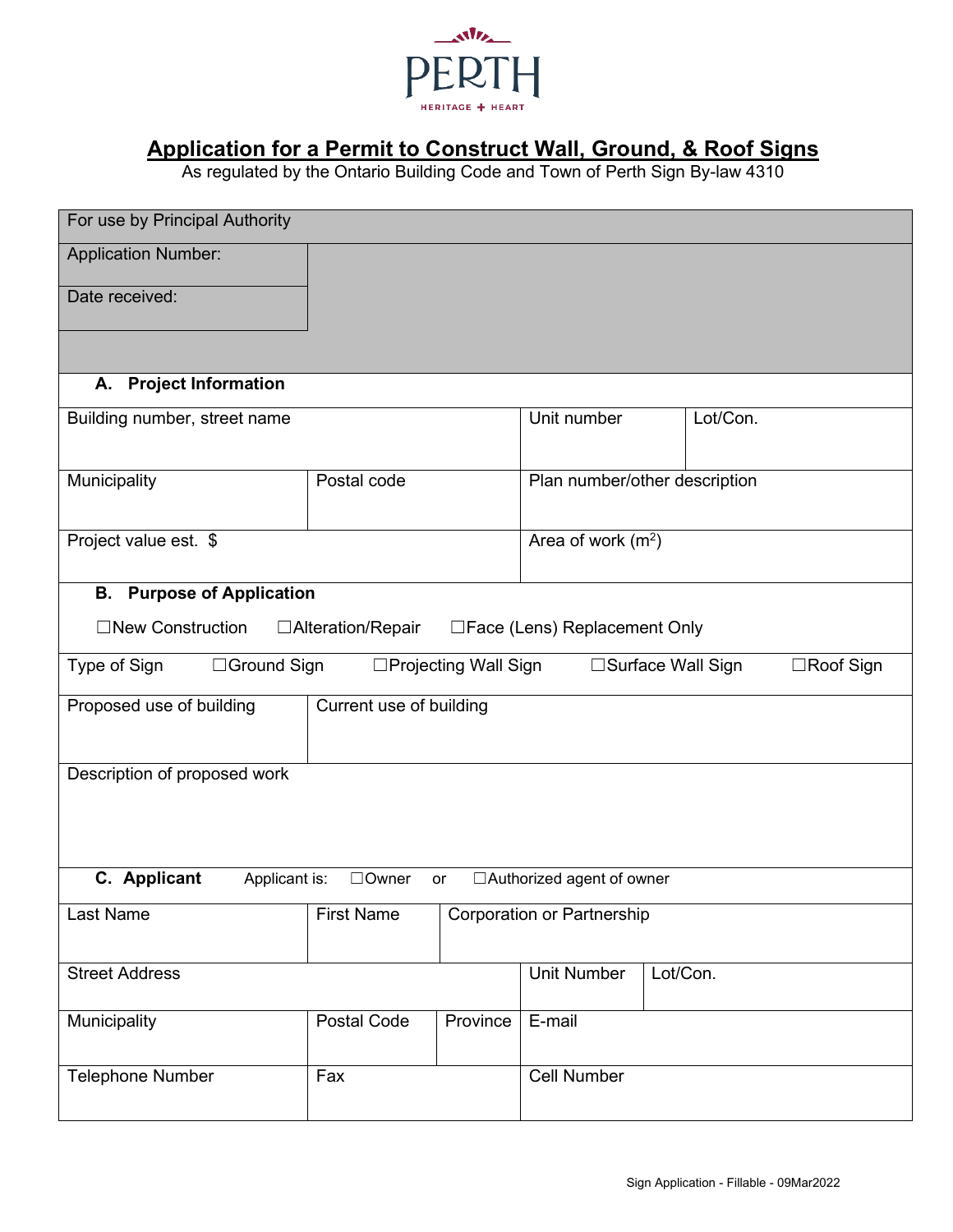PERTH

HERITAGE + HEART

# Application for a Permit to Construct Wall, Ground, & Roof Signs

As regulated by the Ontario Building Code and Town of Perth Sign By-law 4310

| For use by Principal Authority | |
|---|---|
| Application Number: | |
| Date received: | |

## A. Project Information

| Building number, street name | Unit number | Lot/Con. |
|---|---|---|
| | | |

| Municipality | Postal code | Plan number/other description |
|---|---|---|
| | | |

| Project value est. $ | Area of work ($m^2$) |
|---|---|
| | |

## B. Purpose of Application

☐New Construction ☐Alteration/Repair ☐Face (Lens) Replacement Only

Type of Sign ☐Ground Sign ☐Projecting Wall Sign ☐Surface Wall Sign ☐Roof Sign

| Proposed use of building | Current use of building |
|---|---|
| | |

Description of proposed work

## C. Applicant

Applicant is: ☐Owner or ☐Authorized agent of owner

| Last Name | First Name | Corporation or Partnership |
|---|---|---|
| | | |

| Street Address | Unit Number | Lot/Con. |
|---|---|---|
| | | |

| Municipality | Postal Code | Province | E-mail |
|---|---|---|---|
| | | | |

| Telephone Number | Fax | Cell Number |
|---|---|---|
| | | |

Sign Application - Fillable - 09Mar2022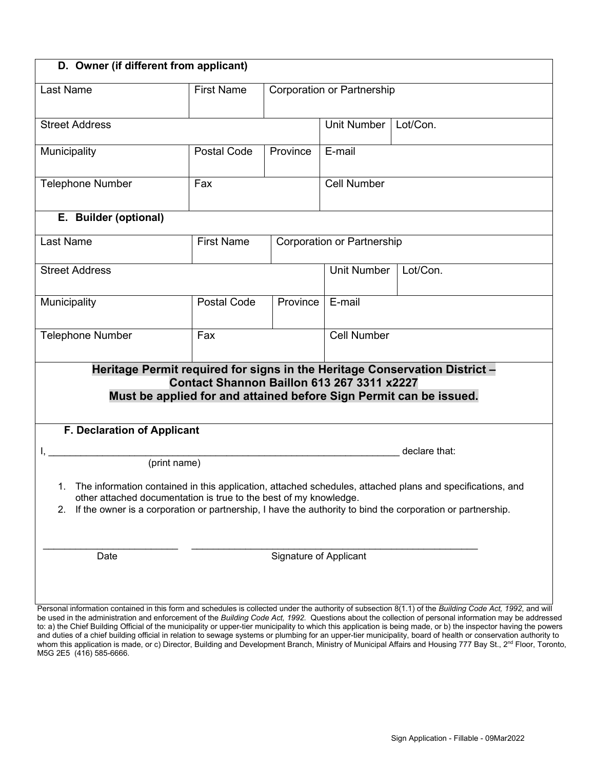## D. Owner (if different from applicant)

| Last Name | First Name | Corporation or Partnership | |
|---|---|---|---|
| Street Address | | Unit Number | Lot/Con. |
| Municipality | Postal Code | Province | E-mail |
| Telephone Number | Fax | Cell Number | |

## E. Builder (optional)

| Last Name | First Name | Corporation or Partnership | |
|---|---|---|---|
| Street Address | | Unit Number | Lot/Con. |
| Municipality | Postal Code | Province | E-mail |
| Telephone Number | Fax | Cell Number | |

**Heritage Permit required for signs in the Heritage Conservation District – Contact Shannon Baillon 613 267 3311 x2227**
**Must be applied for and attained before Sign Permit can be issued.**

## F. Declaration of Applicant

I, ________________________________________________________________ declare that:
(print name)

1. The information contained in this application, attached schedules, attached plans and specifications, and other attached documentation is true to the best of my knowledge.
2. If the owner is a corporation or partnership, I have the authority to bind the corporation or partnership.

________________________ Date

________________________________________________________ Signature of Applicant

Personal information contained in this form and schedules is collected under the authority of subsection 8(1.1) of the *Building Code Act, 1992*, and will be used in the administration and enforcement of the *Building Code Act, 1992.* Questions about the collection of personal information may be addressed to: a) the Chief Building Official of the municipality or upper-tier municipality to which this application is being made, or b) the inspector having the powers and duties of a chief building official in relation to sewage systems or plumbing for an upper-tier municipality, board of health or conservation authority to whom this application is made, or c) Director, Building and Development Branch, Ministry of Municipal Affairs and Housing 777 Bay St., 2nd Floor, Toronto, M5G 2E5 (416) 585-6666.

Sign Application - Fillable - 09Mar2022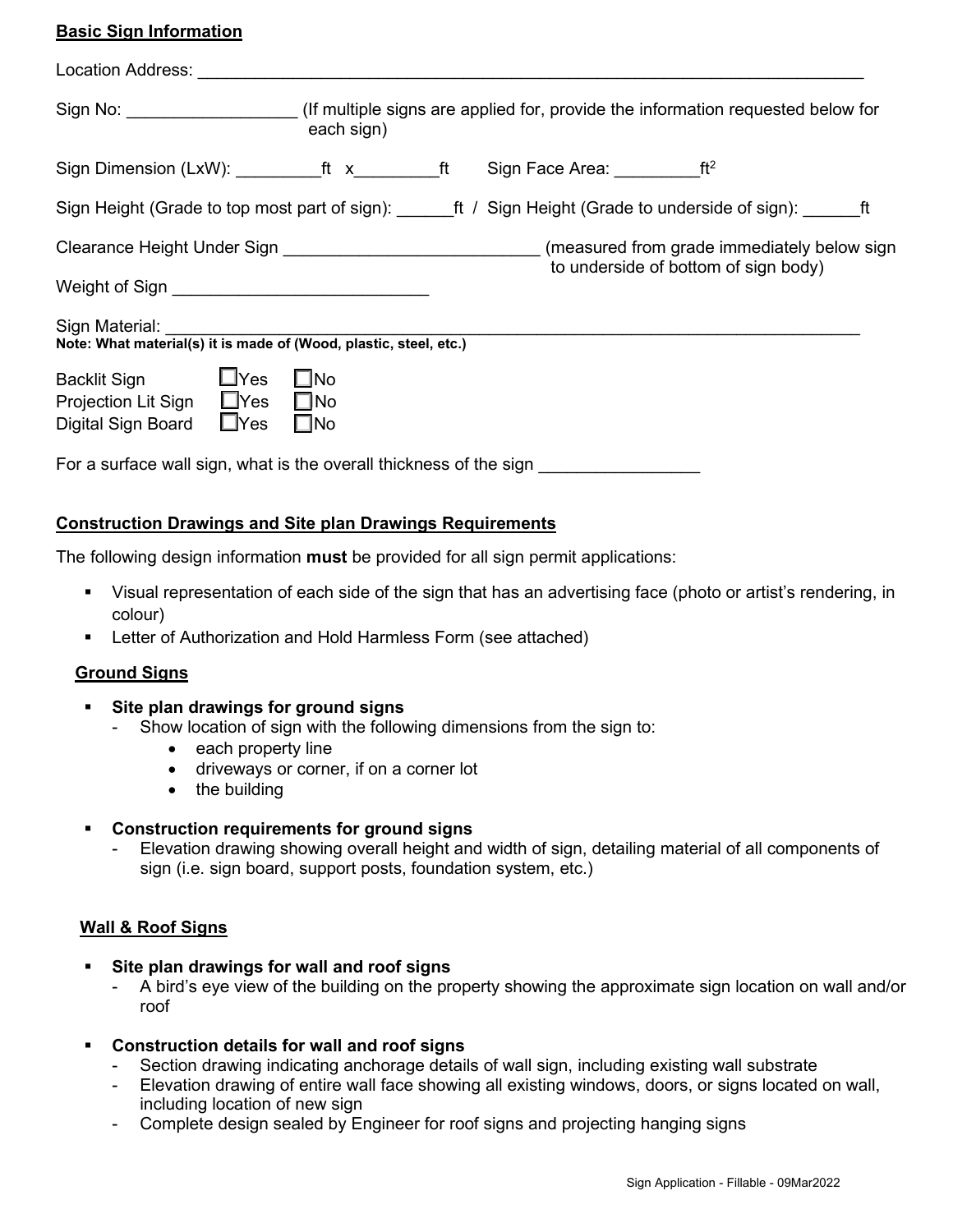## Basic Sign Information

Location Address: ___________________________________________________________________________

Sign No: _________________ (If multiple signs are applied for, provide the information requested below for each sign)

Sign Dimension (LxW): _________ft x_________ft  Sign Face Area: _________$ft^2$

Sign Height (Grade to top most part of sign): ______ft / Sign Height (Grade to underside of sign): ______ft

Clearance Height Under Sign ___________________________ (measured from grade immediately below sign to underside of bottom of sign body)

Weight of Sign ___________________________

Sign Material: ___________________________________________________________________________

**Note: What material(s) it is made of (Wood, plastic, steel, etc.)**

| | | |
|---|---|---|
| Backlit Sign | ☐Yes | ☐No |
| Projection Lit Sign | ☐Yes | ☐No |
| Digital Sign Board | ☐Yes | ☐No |

For a surface wall sign, what is the overall thickness of the sign _________________

## Construction Drawings and Site plan Drawings Requirements

The following design information **must** be provided for all sign permit applications:

- Visual representation of each side of the sign that has an advertising face (photo or artist's rendering, in colour)
- Letter of Authorization and Hold Harmless Form (see attached)

### Ground Signs

- **Site plan drawings for ground signs**
  - Show location of sign with the following dimensions from the sign to:
    - each property line
    - driveways or corner, if on a corner lot
    - the building
- **Construction requirements for ground signs**
  - Elevation drawing showing overall height and width of sign, detailing material of all components of sign (i.e. sign board, support posts, foundation system, etc.)

### Wall & Roof Signs

- **Site plan drawings for wall and roof signs**
  - A bird's eye view of the building on the property showing the approximate sign location on wall and/or roof
- **Construction details for wall and roof signs**
  - Section drawing indicating anchorage details of wall sign, including existing wall substrate
  - Elevation drawing of entire wall face showing all existing windows, doors, or signs located on wall, including location of new sign
  - Complete design sealed by Engineer for roof signs and projecting hanging signs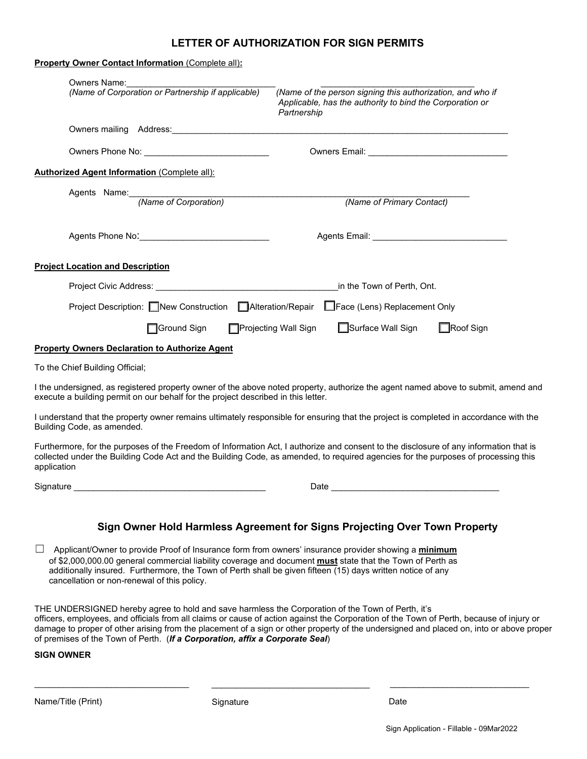# LETTER OF AUTHORIZATION FOR SIGN PERMITS

**Property Owner Contact Information** (Complete all)**:**

Owners Name:______________________________ ________________________________

*(Name of Corporation or Partnership if applicable)* *(Name of the person signing this authorization, and who if Applicable, has the authority to bind the Corporation or Partnership*

Owners mailing Address:______________________________________________________________________

Owners Phone No: __________________________ Owners Email: ____________________________

**Authorized Agent Information** (Complete all):

Agents Name:________________________________________________________________________

*(Name of Corporation)* *(Name of Primary Contact)*

Agents Phone No:___________________________ Agents Email: ____________________________

**Project Location and Description**

Project Civic Address: ______________________________________in the Town of Perth, Ont.

Project Description: ☐ New Construction ☐ Alteration/Repair ☐ Face (Lens) Replacement Only

☐ Ground Sign ☐ Projecting Wall Sign ☐ Surface Wall Sign ☐ Roof Sign

**Property Owners Declaration to Authorize Agent**

To the Chief Building Official;

I the undersigned, as registered property owner of the above noted property, authorize the agent named above to submit, amend and execute a building permit on our behalf for the project described in this letter.

I understand that the property owner remains ultimately responsible for ensuring that the project is completed in accordance with the Building Code, as amended.

Furthermore, for the purposes of the Freedom of Information Act, I authorize and consent to the disclosure of any information that is collected under the Building Code Act and the Building Code, as amended, to required agencies for the purposes of processing this application

Signature ________________________________________ Date ___________________________________

## Sign Owner Hold Harmless Agreement for Signs Projecting Over Town Property

☐ Applicant/Owner to provide Proof of Insurance form from owners' insurance provider showing a **minimum** of $2,000,000.00 general commercial liability coverage and document **must** state that the Town of Perth as additionally insured. Furthermore, the Town of Perth shall be given fifteen (15) days written notice of any cancellation or non-renewal of this policy.

THE UNDERSIGNED hereby agree to hold and save harmless the Corporation of the Town of Perth, it's officers, employees, and officials from all claims or cause of action against the Corporation of the Town of Perth, because of injury or damage to proper of other arising from the placement of a sign or other property of the undersigned and placed on, into or above proper of premises of the Town of Perth. (***If a Corporation, affix a Corporate Seal***)

**SIGN OWNER**

________________________________ ________________________________ _____________________________

Name/Title (Print) Signature Date

Sign Application - Fillable - 09Mar2022